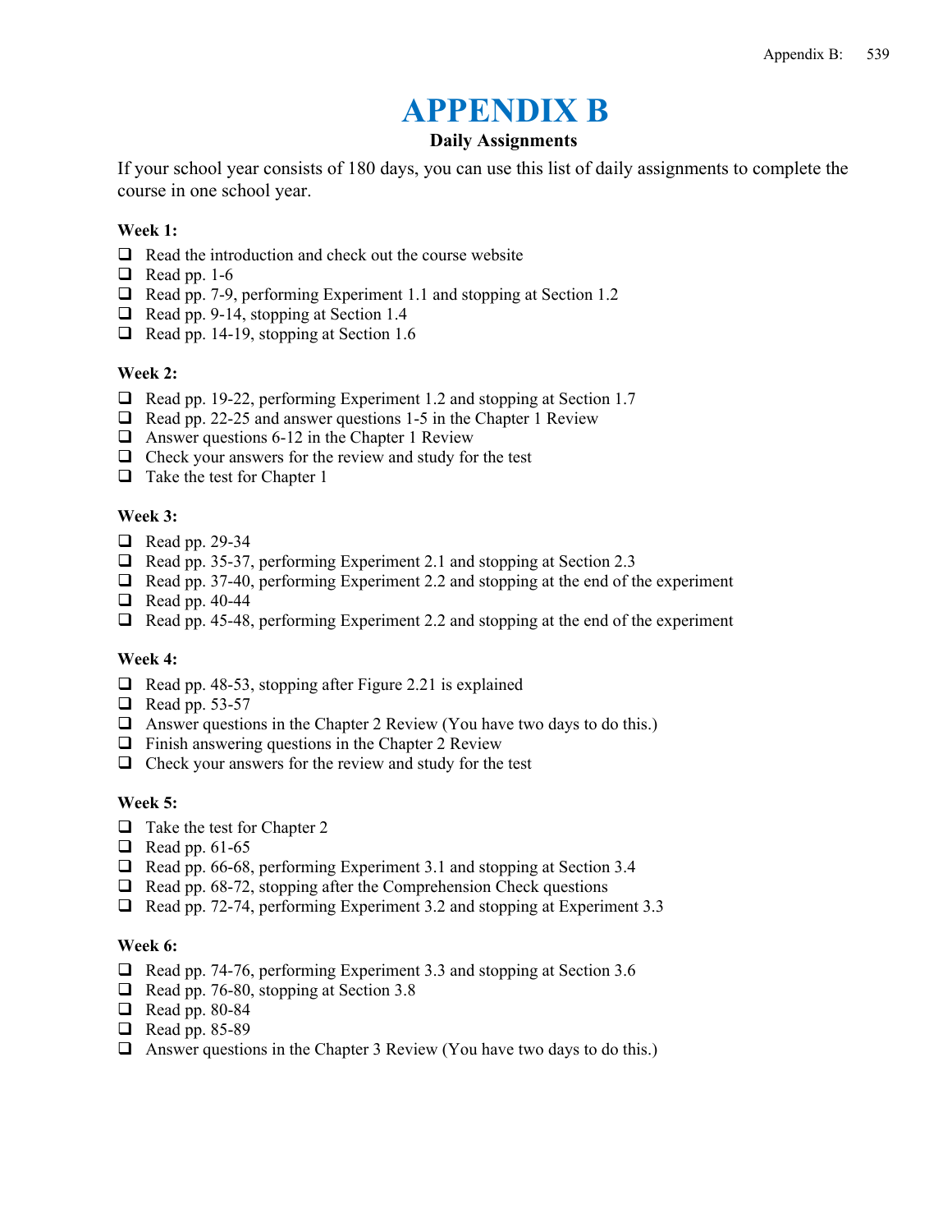# APPENDIX B

**Daily Assignments**

If your school year consists of 180 days, you can use this list of daily assignments to complete the course in one school year.

**Week 1:**

- ❑ Read the introduction and check out the course website
- ❑ Read pp. 1-6
- ❑ Read pp. 7-9, performing Experiment 1.1 and stopping at Section 1.2
- ❑ Read pp. 9-14, stopping at Section 1.4
- ❑ Read pp. 14-19, stopping at Section 1.6

**Week 2:**

- ❑ Read pp. 19-22, performing Experiment 1.2 and stopping at Section 1.7
- ❑ Read pp. 22-25 and answer questions 1-5 in the Chapter 1 Review
- ❑ Answer questions 6-12 in the Chapter 1 Review
- ❑ Check your answers for the review and study for the test
- ❑ Take the test for Chapter 1

**Week 3:**

- ❑ Read pp. 29-34
- ❑ Read pp. 35-37, performing Experiment 2.1 and stopping at Section 2.3
- ❑ Read pp. 37-40, performing Experiment 2.2 and stopping at the end of the experiment
- ❑ Read pp. 40-44
- ❑ Read pp. 45-48, performing Experiment 2.2 and stopping at the end of the experiment

**Week 4:**

- ❑ Read pp. 48-53, stopping after Figure 2.21 is explained
- ❑ Read pp. 53-57
- ❑ Answer questions in the Chapter 2 Review (You have two days to do this.)
- ❑ Finish answering questions in the Chapter 2 Review
- ❑ Check your answers for the review and study for the test

**Week 5:**

- ❑ Take the test for Chapter 2
- ❑ Read pp. 61-65
- ❑ Read pp. 66-68, performing Experiment 3.1 and stopping at Section 3.4
- ❑ Read pp. 68-72, stopping after the Comprehension Check questions
- ❑ Read pp. 72-74, performing Experiment 3.2 and stopping at Experiment 3.3

**Week 6:**

- ❑ Read pp. 74-76, performing Experiment 3.3 and stopping at Section 3.6
- ❑ Read pp. 76-80, stopping at Section 3.8
- ❑ Read pp. 80-84
- ❑ Read pp. 85-89
- ❑ Answer questions in the Chapter 3 Review (You have two days to do this.)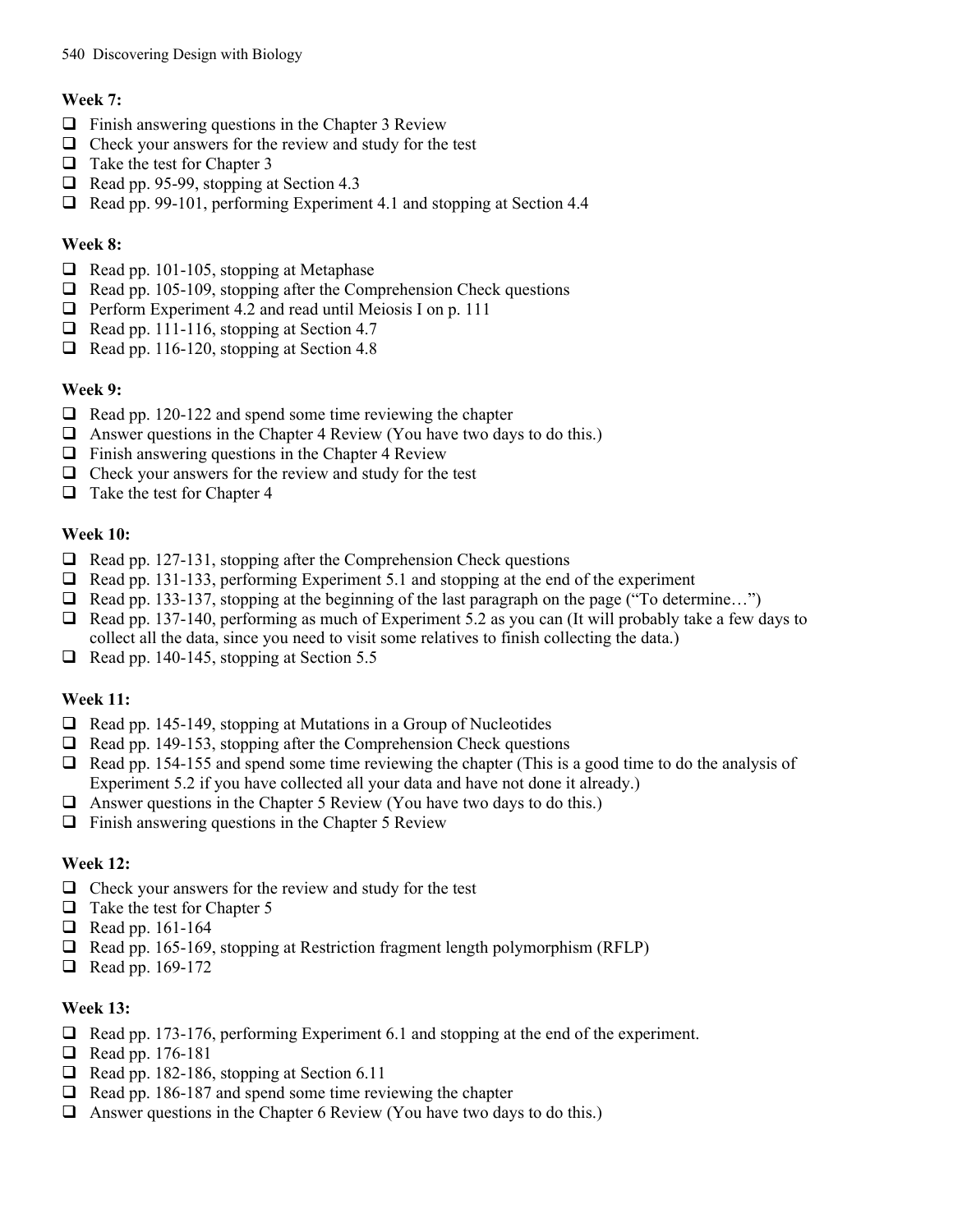**Week 7:**

- [ ] Finish answering questions in the Chapter 3 Review
- [ ] Check your answers for the review and study for the test
- [ ] Take the test for Chapter 3
- [ ] Read pp. 95-99, stopping at Section 4.3
- [ ] Read pp. 99-101, performing Experiment 4.1 and stopping at Section 4.4

**Week 8:**

- [ ] Read pp. 101-105, stopping at Metaphase
- [ ] Read pp. 105-109, stopping after the Comprehension Check questions
- [ ] Perform Experiment 4.2 and read until Meiosis I on p. 111
- [ ] Read pp. 111-116, stopping at Section 4.7
- [ ] Read pp. 116-120, stopping at Section 4.8

**Week 9:**

- [ ] Read pp. 120-122 and spend some time reviewing the chapter
- [ ] Answer questions in the Chapter 4 Review (You have two days to do this.)
- [ ] Finish answering questions in the Chapter 4 Review
- [ ] Check your answers for the review and study for the test
- [ ] Take the test for Chapter 4

**Week 10:**

- [ ] Read pp. 127-131, stopping after the Comprehension Check questions
- [ ] Read pp. 131-133, performing Experiment 5.1 and stopping at the end of the experiment
- [ ] Read pp. 133-137, stopping at the beginning of the last paragraph on the page ("To determine…")
- [ ] Read pp. 137-140, performing as much of Experiment 5.2 as you can (It will probably take a few days to collect all the data, since you need to visit some relatives to finish collecting the data.)
- [ ] Read pp. 140-145, stopping at Section 5.5

**Week 11:**

- [ ] Read pp. 145-149, stopping at Mutations in a Group of Nucleotides
- [ ] Read pp. 149-153, stopping after the Comprehension Check questions
- [ ] Read pp. 154-155 and spend some time reviewing the chapter (This is a good time to do the analysis of Experiment 5.2 if you have collected all your data and have not done it already.)
- [ ] Answer questions in the Chapter 5 Review (You have two days to do this.)
- [ ] Finish answering questions in the Chapter 5 Review

**Week 12:**

- [ ] Check your answers for the review and study for the test
- [ ] Take the test for Chapter 5
- [ ] Read pp. 161-164
- [ ] Read pp. 165-169, stopping at Restriction fragment length polymorphism (RFLP)
- [ ] Read pp. 169-172

**Week 13:**

- [ ] Read pp. 173-176, performing Experiment 6.1 and stopping at the end of the experiment.
- [ ] Read pp. 176-181
- [ ] Read pp. 182-186, stopping at Section 6.11
- [ ] Read pp. 186-187 and spend some time reviewing the chapter
- [ ] Answer questions in the Chapter 6 Review (You have two days to do this.)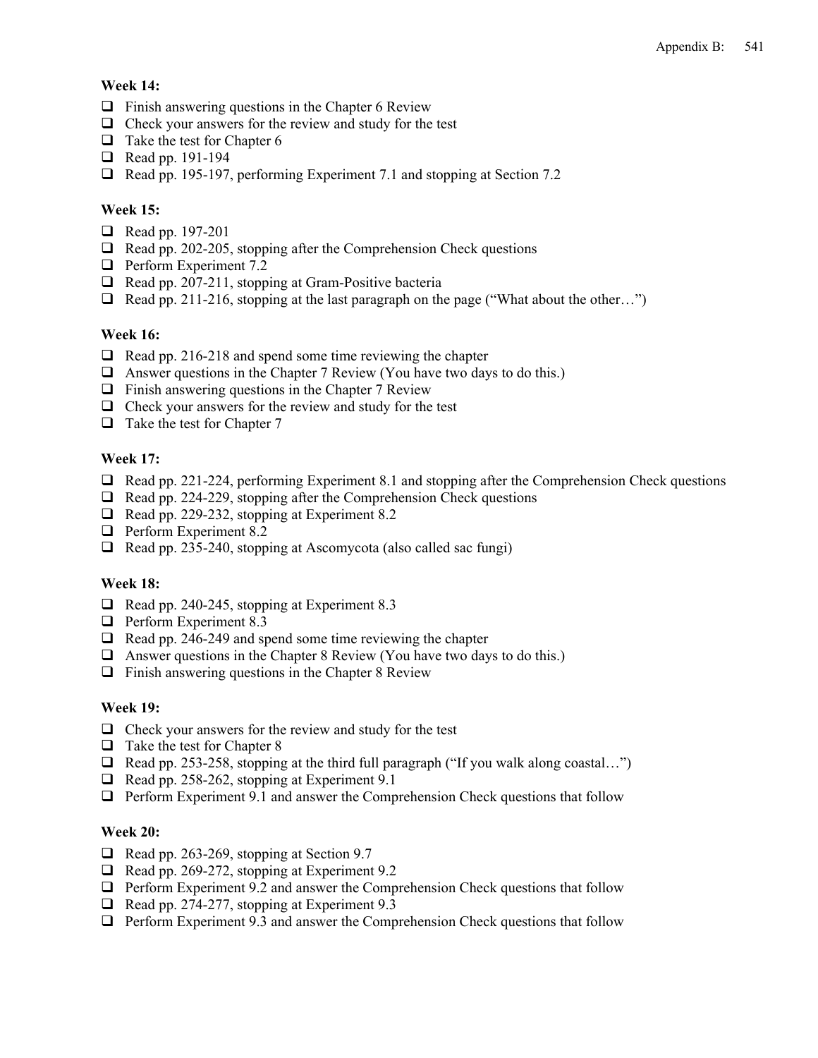**Week 14:**

- [ ] Finish answering questions in the Chapter 6 Review
- [ ] Check your answers for the review and study for the test
- [ ] Take the test for Chapter 6
- [ ] Read pp. 191-194
- [ ] Read pp. 195-197, performing Experiment 7.1 and stopping at Section 7.2

**Week 15:**

- [ ] Read pp. 197-201
- [ ] Read pp. 202-205, stopping after the Comprehension Check questions
- [ ] Perform Experiment 7.2
- [ ] Read pp. 207-211, stopping at Gram-Positive bacteria
- [ ] Read pp. 211-216, stopping at the last paragraph on the page ("What about the other…")

**Week 16:**

- [ ] Read pp. 216-218 and spend some time reviewing the chapter
- [ ] Answer questions in the Chapter 7 Review (You have two days to do this.)
- [ ] Finish answering questions in the Chapter 7 Review
- [ ] Check your answers for the review and study for the test
- [ ] Take the test for Chapter 7

**Week 17:**

- [ ] Read pp. 221-224, performing Experiment 8.1 and stopping after the Comprehension Check questions
- [ ] Read pp. 224-229, stopping after the Comprehension Check questions
- [ ] Read pp. 229-232, stopping at Experiment 8.2
- [ ] Perform Experiment 8.2
- [ ] Read pp. 235-240, stopping at Ascomycota (also called sac fungi)

**Week 18:**

- [ ] Read pp. 240-245, stopping at Experiment 8.3
- [ ] Perform Experiment 8.3
- [ ] Read pp. 246-249 and spend some time reviewing the chapter
- [ ] Answer questions in the Chapter 8 Review (You have two days to do this.)
- [ ] Finish answering questions in the Chapter 8 Review

**Week 19:**

- [ ] Check your answers for the review and study for the test
- [ ] Take the test for Chapter 8
- [ ] Read pp. 253-258, stopping at the third full paragraph ("If you walk along coastal…")
- [ ] Read pp. 258-262, stopping at Experiment 9.1
- [ ] Perform Experiment 9.1 and answer the Comprehension Check questions that follow

**Week 20:**

- [ ] Read pp. 263-269, stopping at Section 9.7
- [ ] Read pp. 269-272, stopping at Experiment 9.2
- [ ] Perform Experiment 9.2 and answer the Comprehension Check questions that follow
- [ ] Read pp. 274-277, stopping at Experiment 9.3
- [ ] Perform Experiment 9.3 and answer the Comprehension Check questions that follow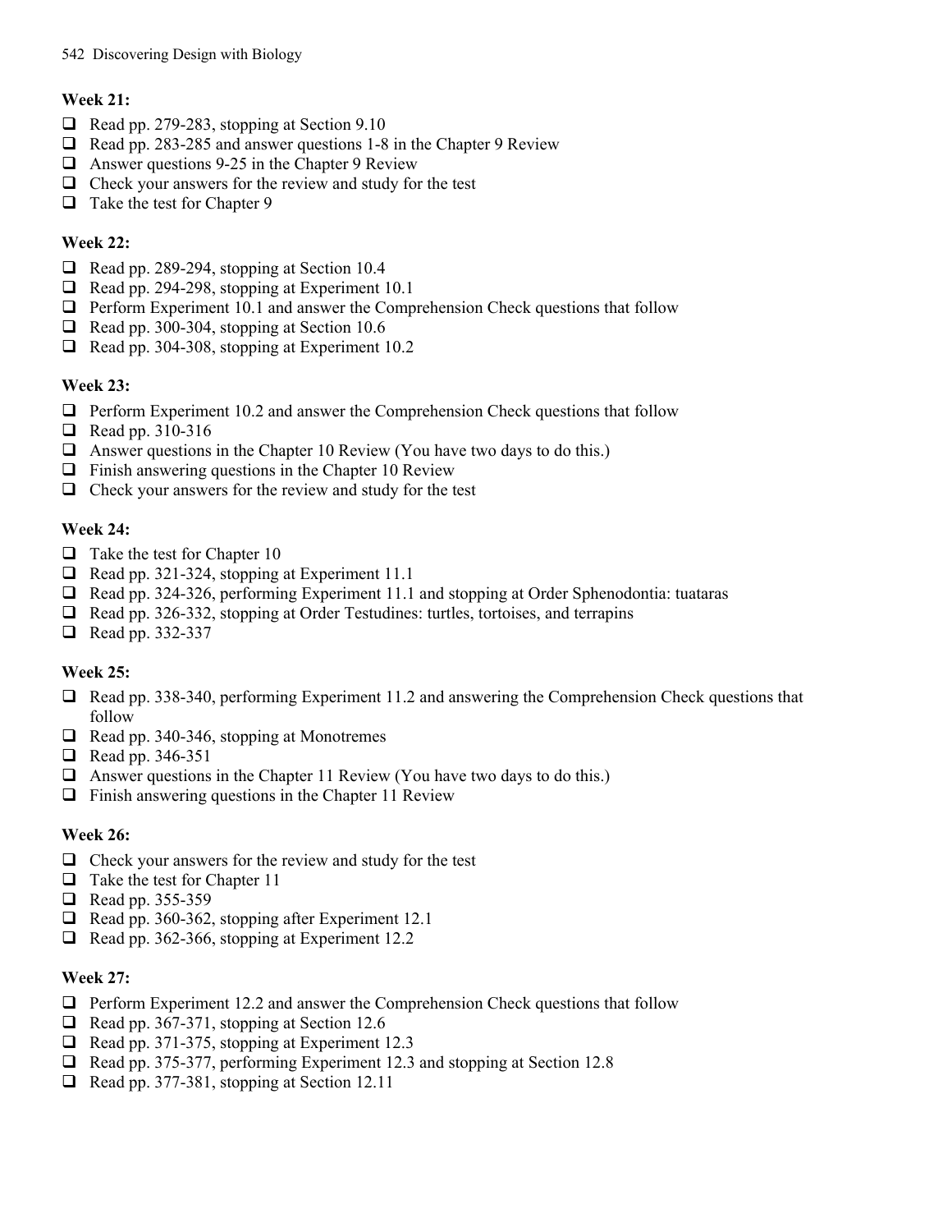**Week 21:**

- [ ] Read pp. 279-283, stopping at Section 9.10
- [ ] Read pp. 283-285 and answer questions 1-8 in the Chapter 9 Review
- [ ] Answer questions 9-25 in the Chapter 9 Review
- [ ] Check your answers for the review and study for the test
- [ ] Take the test for Chapter 9

**Week 22:**

- [ ] Read pp. 289-294, stopping at Section 10.4
- [ ] Read pp. 294-298, stopping at Experiment 10.1
- [ ] Perform Experiment 10.1 and answer the Comprehension Check questions that follow
- [ ] Read pp. 300-304, stopping at Section 10.6
- [ ] Read pp. 304-308, stopping at Experiment 10.2

**Week 23:**

- [ ] Perform Experiment 10.2 and answer the Comprehension Check questions that follow
- [ ] Read pp. 310-316
- [ ] Answer questions in the Chapter 10 Review (You have two days to do this.)
- [ ] Finish answering questions in the Chapter 10 Review
- [ ] Check your answers for the review and study for the test

**Week 24:**

- [ ] Take the test for Chapter 10
- [ ] Read pp. 321-324, stopping at Experiment 11.1
- [ ] Read pp. 324-326, performing Experiment 11.1 and stopping at Order Sphenodontia: tuataras
- [ ] Read pp. 326-332, stopping at Order Testudines: turtles, tortoises, and terrapins
- [ ] Read pp. 332-337

**Week 25:**

- [ ] Read pp. 338-340, performing Experiment 11.2 and answering the Comprehension Check questions that follow
- [ ] Read pp. 340-346, stopping at Monotremes
- [ ] Read pp. 346-351
- [ ] Answer questions in the Chapter 11 Review (You have two days to do this.)
- [ ] Finish answering questions in the Chapter 11 Review

**Week 26:**

- [ ] Check your answers for the review and study for the test
- [ ] Take the test for Chapter 11
- [ ] Read pp. 355-359
- [ ] Read pp. 360-362, stopping after Experiment 12.1
- [ ] Read pp. 362-366, stopping at Experiment 12.2

**Week 27:**

- [ ] Perform Experiment 12.2 and answer the Comprehension Check questions that follow
- [ ] Read pp. 367-371, stopping at Section 12.6
- [ ] Read pp. 371-375, stopping at Experiment 12.3
- [ ] Read pp. 375-377, performing Experiment 12.3 and stopping at Section 12.8
- [ ] Read pp. 377-381, stopping at Section 12.11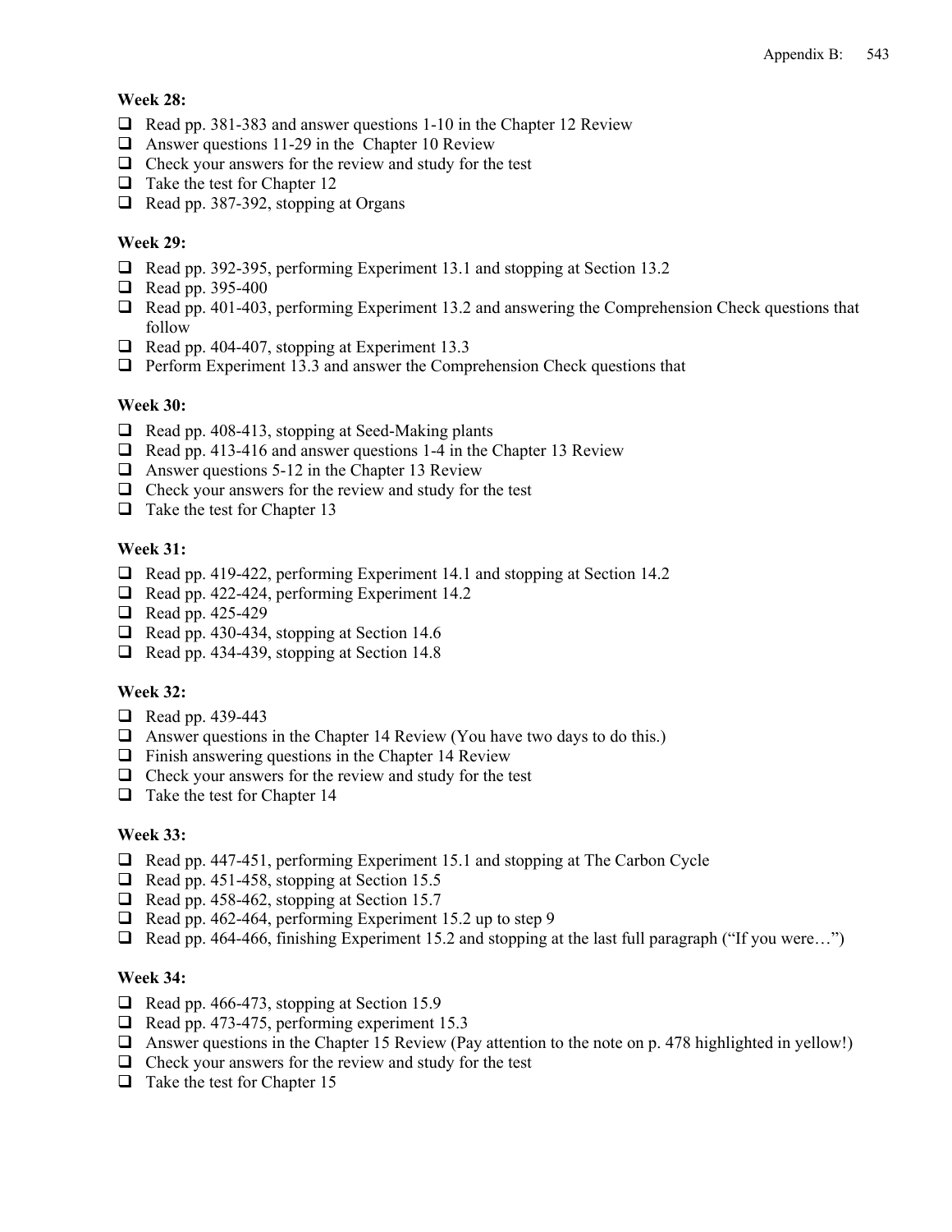**Week 28:**

- ❑ Read pp. 381-383 and answer questions 1-10 in the Chapter 12 Review
- ❑ Answer questions 11-29 in the Chapter 10 Review
- ❑ Check your answers for the review and study for the test
- ❑ Take the test for Chapter 12
- ❑ Read pp. 387-392, stopping at Organs

**Week 29:**

- ❑ Read pp. 392-395, performing Experiment 13.1 and stopping at Section 13.2
- ❑ Read pp. 395-400
- ❑ Read pp. 401-403, performing Experiment 13.2 and answering the Comprehension Check questions that follow
- ❑ Read pp. 404-407, stopping at Experiment 13.3
- ❑ Perform Experiment 13.3 and answer the Comprehension Check questions that

**Week 30:**

- ❑ Read pp. 408-413, stopping at Seed-Making plants
- ❑ Read pp. 413-416 and answer questions 1-4 in the Chapter 13 Review
- ❑ Answer questions 5-12 in the Chapter 13 Review
- ❑ Check your answers for the review and study for the test
- ❑ Take the test for Chapter 13

**Week 31:**

- ❑ Read pp. 419-422, performing Experiment 14.1 and stopping at Section 14.2
- ❑ Read pp. 422-424, performing Experiment 14.2
- ❑ Read pp. 425-429
- ❑ Read pp. 430-434, stopping at Section 14.6
- ❑ Read pp. 434-439, stopping at Section 14.8

**Week 32:**

- ❑ Read pp. 439-443
- ❑ Answer questions in the Chapter 14 Review (You have two days to do this.)
- ❑ Finish answering questions in the Chapter 14 Review
- ❑ Check your answers for the review and study for the test
- ❑ Take the test for Chapter 14

**Week 33:**

- ❑ Read pp. 447-451, performing Experiment 15.1 and stopping at The Carbon Cycle
- ❑ Read pp. 451-458, stopping at Section 15.5
- ❑ Read pp. 458-462, stopping at Section 15.7
- ❑ Read pp. 462-464, performing Experiment 15.2 up to step 9
- ❑ Read pp. 464-466, finishing Experiment 15.2 and stopping at the last full paragraph ("If you were…")

**Week 34:**

- ❑ Read pp. 466-473, stopping at Section 15.9
- ❑ Read pp. 473-475, performing experiment 15.3
- ❑ Answer questions in the Chapter 15 Review (Pay attention to the note on p. 478 highlighted in yellow!)
- ❑ Check your answers for the review and study for the test
- ❑ Take the test for Chapter 15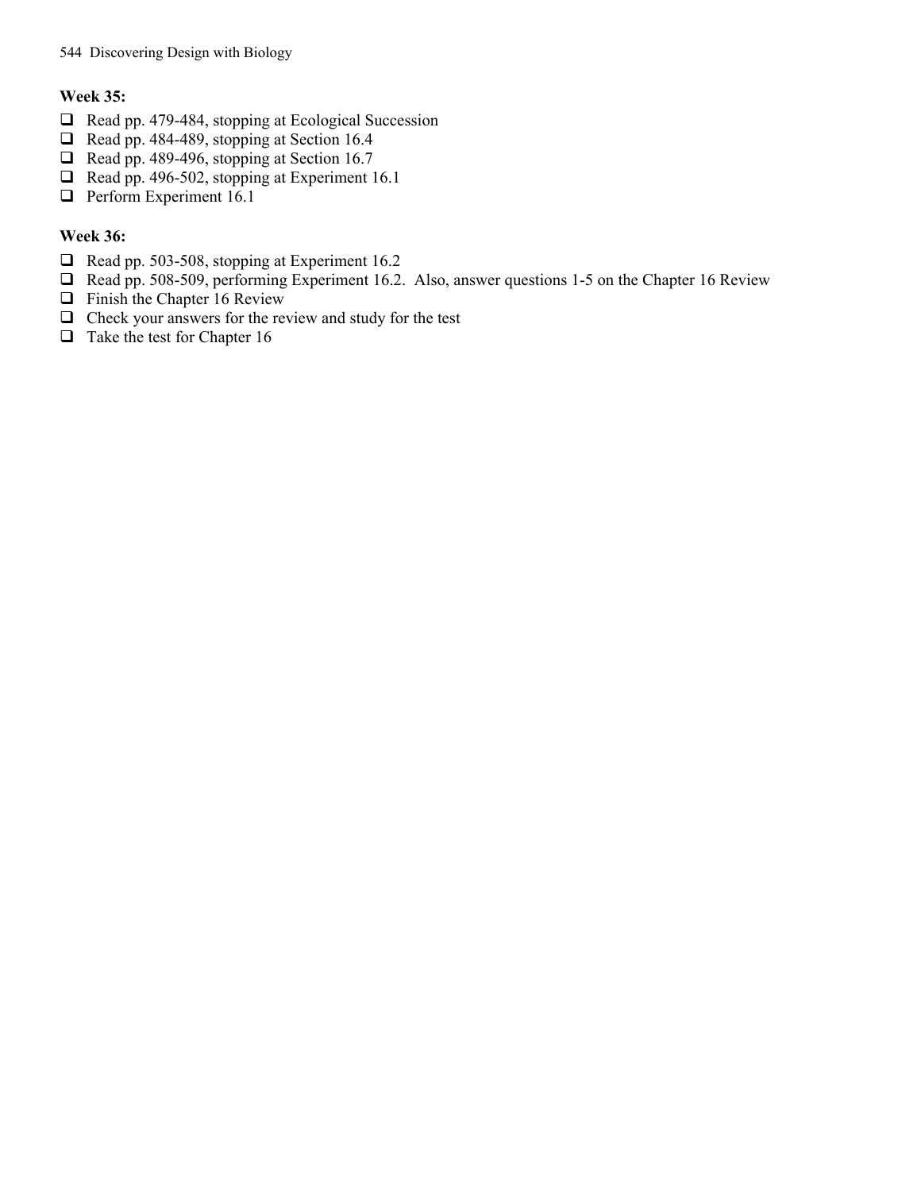**Week 35:**

- [ ] Read pp. 479-484, stopping at Ecological Succession
- [ ] Read pp. 484-489, stopping at Section 16.4
- [ ] Read pp. 489-496, stopping at Section 16.7
- [ ] Read pp. 496-502, stopping at Experiment 16.1
- [ ] Perform Experiment 16.1

**Week 36:**

- [ ] Read pp. 503-508, stopping at Experiment 16.2
- [ ] Read pp. 508-509, performing Experiment 16.2. Also, answer questions 1-5 on the Chapter 16 Review
- [ ] Finish the Chapter 16 Review
- [ ] Check your answers for the review and study for the test
- [ ] Take the test for Chapter 16